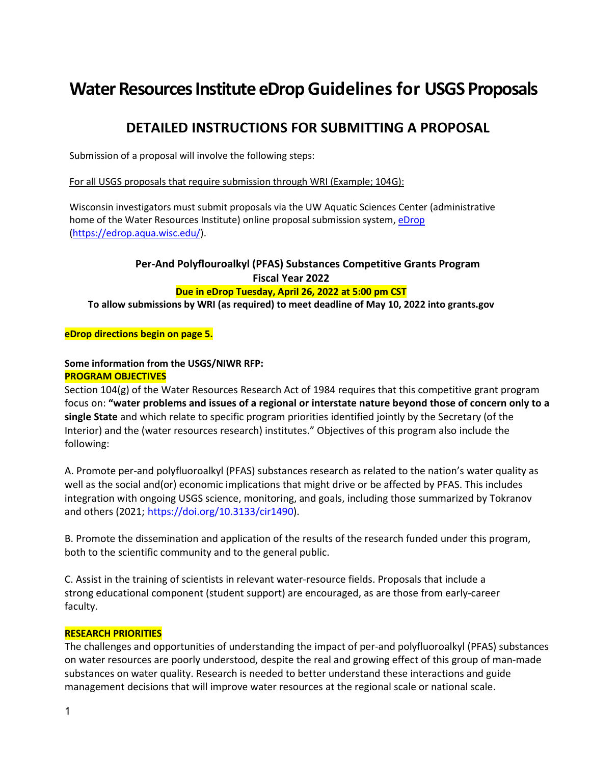# Water Resources Institute eDrop Guidelines for USGS Proposals

## DETAILED INSTRUCTIONS FOR SUBMITTING A PROPOSAL

Submission of a proposal will involve the following steps:

For all USGS proposals that require submission through WRI (Example; 104G):

Wisconsin investigators must submit proposals via the UW Aquatic Sciences Center (administrative home of the Water Resources Institute) online proposal submission system, [eDrop](https://edrop.aqua.wisc.edu/) (https://edrop.aqua.wisc.edu/).

**Per-And Polyflouroalkyl (PFAS) Substances Competitive Grants Program**
**Fiscal Year 2022**
**Due in eDrop Tuesday, April 26, 2022 at 5:00 pm CST**
**To allow submissions by WRI (as required) to meet deadline of May 10, 2022 into grants.gov**

**eDrop directions begin on page 5.**

**Some information from the USGS/NIWR RFP:**
**PROGRAM OBJECTIVES**
Section 104(g) of the Water Resources Research Act of 1984 requires that this competitive grant program focus on: **"water problems and issues of a regional or interstate nature beyond those of concern only to a single State** and which relate to specific program priorities identified jointly by the Secretary (of the Interior) and the (water resources research) institutes." Objectives of this program also include the following:

A. Promote per-and polyfluoroalkyl (PFAS) substances research as related to the nation's water quality as well as the social and(or) economic implications that might drive or be affected by PFAS. This includes integration with ongoing USGS science, monitoring, and goals, including those summarized by Tokranov and others (2021; https://doi.org/10.3133/cir1490).

B. Promote the dissemination and application of the results of the research funded under this program, both to the scientific community and to the general public.

C. Assist in the training of scientists in relevant water-resource fields. Proposals that include a strong educational component (student support) are encouraged, as are those from early-career faculty.

**RESEARCH PRIORITIES**
The challenges and opportunities of understanding the impact of per-and polyfluoroalkyl (PFAS) substances on water resources are poorly understood, despite the real and growing effect of this group of man-made substances on water quality. Research is needed to better understand these interactions and guide management decisions that will improve water resources at the regional scale or national scale.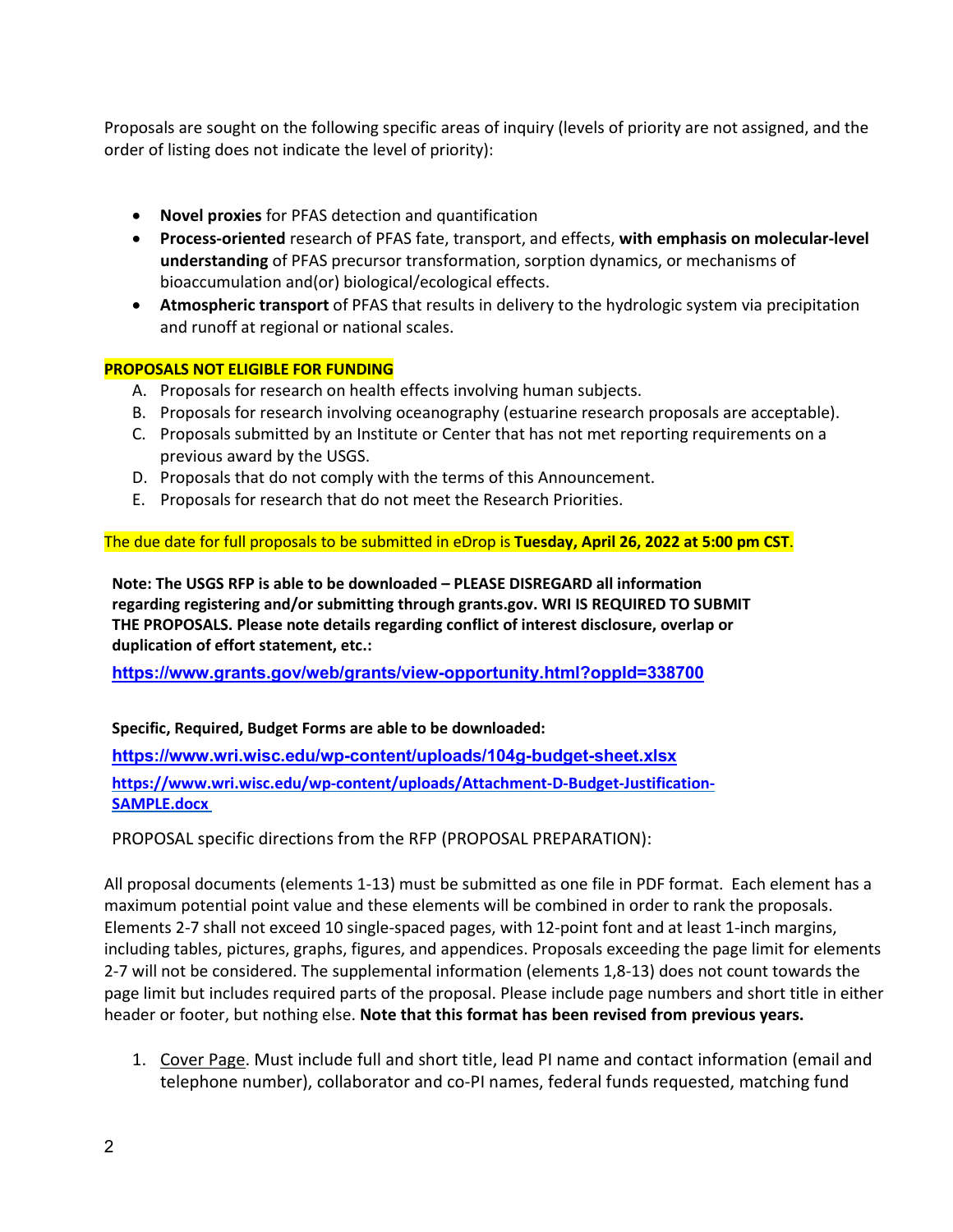Proposals are sought on the following specific areas of inquiry (levels of priority are not assigned, and the order of listing does not indicate the level of priority):

- **Novel proxies** for PFAS detection and quantification
- **Process-oriented** research of PFAS fate, transport, and effects, **with emphasis on molecular-level understanding** of PFAS precursor transformation, sorption dynamics, or mechanisms of bioaccumulation and(or) biological/ecological effects.
- **Atmospheric transport** of PFAS that results in delivery to the hydrologic system via precipitation and runoff at regional or national scales.

**PROPOSALS NOT ELIGIBLE FOR FUNDING**

A. Proposals for research on health effects involving human subjects.
B. Proposals for research involving oceanography (estuarine research proposals are acceptable).
C. Proposals submitted by an Institute or Center that has not met reporting requirements on a previous award by the USGS.
D. Proposals that do not comply with the terms of this Announcement.
E. Proposals for research that do not meet the Research Priorities.

The due date for full proposals to be submitted in eDrop is **Tuesday, April 26, 2022 at 5:00 pm CST**.

**Note: The USGS RFP is able to be downloaded – PLEASE DISREGARD all information regarding registering and/or submitting through grants.gov. WRI IS REQUIRED TO SUBMIT THE PROPOSALS. Please note details regarding conflict of interest disclosure, overlap or duplication of effort statement, etc.:**

**https://www.grants.gov/web/grants/view-opportunity.html?oppId=338700**

**Specific, Required, Budget Forms are able to be downloaded:**

**https://www.wri.wisc.edu/wp-content/uploads/104g-budget-sheet.xlsx**

**https://www.wri.wisc.edu/wp-content/uploads/Attachment-D-Budget-Justification-SAMPLE.docx**

PROPOSAL specific directions from the RFP (PROPOSAL PREPARATION):

All proposal documents (elements 1-13) must be submitted as one file in PDF format. Each element has a maximum potential point value and these elements will be combined in order to rank the proposals. Elements 2-7 shall not exceed 10 single-spaced pages, with 12-point font and at least 1-inch margins, including tables, pictures, graphs, figures, and appendices. Proposals exceeding the page limit for elements 2-7 will not be considered. The supplemental information (elements 1,8-13) does not count towards the page limit but includes required parts of the proposal. Please include page numbers and short title in either header or footer, but nothing else. **Note that this format has been revised from previous years.**

1. Cover Page. Must include full and short title, lead PI name and contact information (email and telephone number), collaborator and co-PI names, federal funds requested, matching fund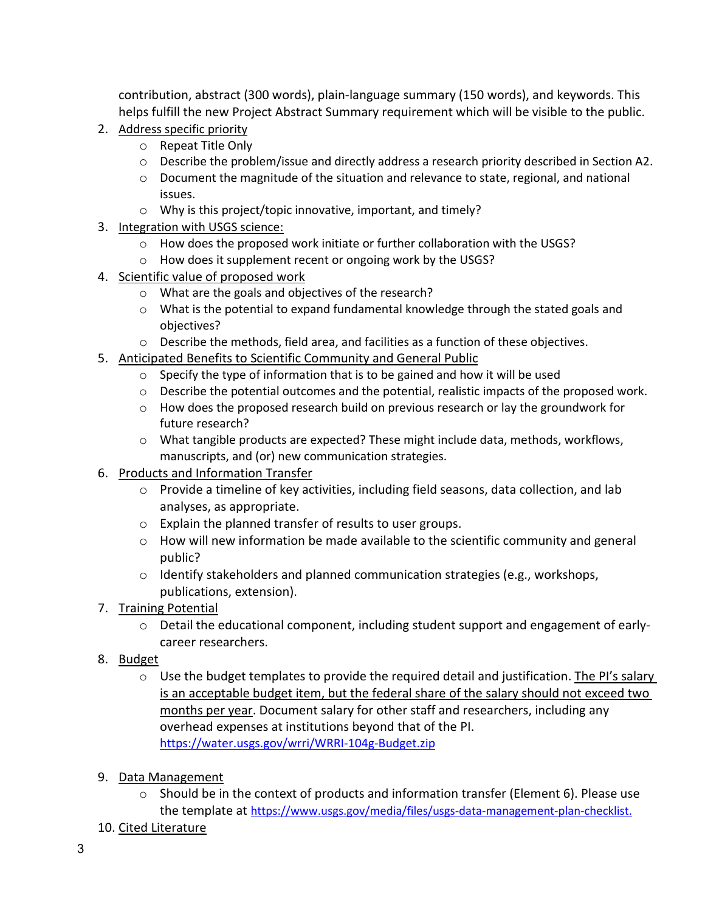contribution, abstract (300 words), plain-language summary (150 words), and keywords. This helps fulfill the new Project Abstract Summary requirement which will be visible to the public.

2. <u>Address specific priority</u>
   - Repeat Title Only
   - Describe the problem/issue and directly address a research priority described in Section A2.
   - Document the magnitude of the situation and relevance to state, regional, and national issues.
   - Why is this project/topic innovative, important, and timely?
3. <u>Integration with USGS science:</u>
   - How does the proposed work initiate or further collaboration with the USGS?
   - How does it supplement recent or ongoing work by the USGS?
4. <u>Scientific value of proposed work</u>
   - What are the goals and objectives of the research?
   - What is the potential to expand fundamental knowledge through the stated goals and objectives?
   - Describe the methods, field area, and facilities as a function of these objectives.
5. <u>Anticipated Benefits to Scientific Community and General Public</u>
   - Specify the type of information that is to be gained and how it will be used
   - Describe the potential outcomes and the potential, realistic impacts of the proposed work.
   - How does the proposed research build on previous research or lay the groundwork for future research?
   - What tangible products are expected? These might include data, methods, workflows, manuscripts, and (or) new communication strategies.
6. <u>Products and Information Transfer</u>
   - Provide a timeline of key activities, including field seasons, data collection, and lab analyses, as appropriate.
   - Explain the planned transfer of results to user groups.
   - How will new information be made available to the scientific community and general public?
   - Identify stakeholders and planned communication strategies (e.g., workshops, publications, extension).
7. <u>Training Potential</u>
   - Detail the educational component, including student support and engagement of early-career researchers.
8. <u>Budget</u>
   - Use the budget templates to provide the required detail and justification. <u>The PI's salary is an acceptable budget item, but the federal share of the salary should not exceed two months per year</u>. Document salary for other staff and researchers, including any overhead expenses at institutions beyond that of the PI. https://water.usgs.gov/wrri/WRRI-104g-Budget.zip
9. <u>Data Management</u>
   - Should be in the context of products and information transfer (Element 6). Please use the template at https://www.usgs.gov/media/files/usgs-data-management-plan-checklist.
10. <u>Cited Literature</u>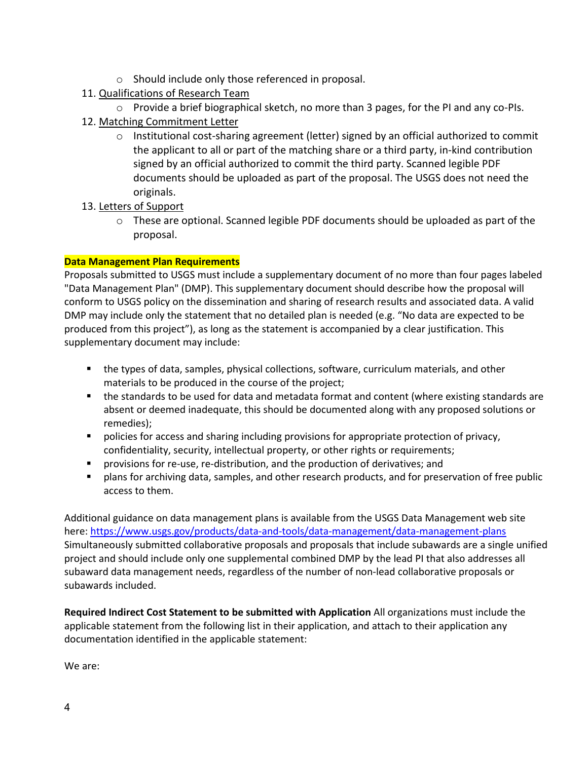- Should include only those referenced in proposal.

11. Qualifications of Research Team
    - Provide a brief biographical sketch, no more than 3 pages, for the PI and any co-PIs.
12. Matching Commitment Letter
    - Institutional cost-sharing agreement (letter) signed by an official authorized to commit the applicant to all or part of the matching share or a third party, in-kind contribution signed by an official authorized to commit the third party. Scanned legible PDF documents should be uploaded as part of the proposal. The USGS does not need the originals.
13. Letters of Support
    - These are optional. Scanned legible PDF documents should be uploaded as part of the proposal.

**Data Management Plan Requirements**

Proposals submitted to USGS must include a supplementary document of no more than four pages labeled "Data Management Plan" (DMP). This supplementary document should describe how the proposal will conform to USGS policy on the dissemination and sharing of research results and associated data. A valid DMP may include only the statement that no detailed plan is needed (e.g. "No data are expected to be produced from this project"), as long as the statement is accompanied by a clear justification. This supplementary document may include:

- the types of data, samples, physical collections, software, curriculum materials, and other materials to be produced in the course of the project;
- the standards to be used for data and metadata format and content (where existing standards are absent or deemed inadequate, this should be documented along with any proposed solutions or remedies);
- policies for access and sharing including provisions for appropriate protection of privacy, confidentiality, security, intellectual property, or other rights or requirements;
- provisions for re-use, re-distribution, and the production of derivatives; and
- plans for archiving data, samples, and other research products, and for preservation of free public access to them.

Additional guidance on data management plans is available from the USGS Data Management web site here: https://www.usgs.gov/products/data-and-tools/data-management/data-management-plans Simultaneously submitted collaborative proposals and proposals that include subawards are a single unified project and should include only one supplemental combined DMP by the lead PI that also addresses all subaward data management needs, regardless of the number of non-lead collaborative proposals or subawards included.

**Required Indirect Cost Statement to be submitted with Application** All organizations must include the applicable statement from the following list in their application, and attach to their application any documentation identified in the applicable statement:

We are: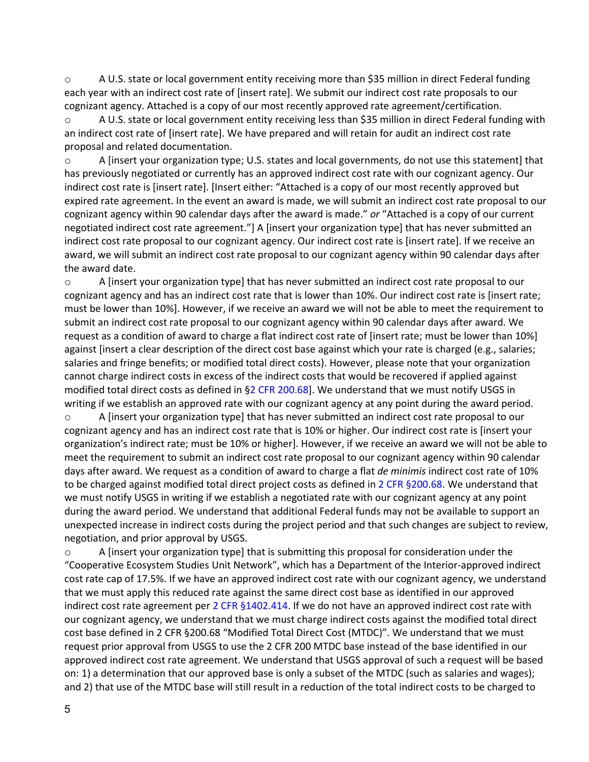- A U.S. state or local government entity receiving more than $35 million in direct Federal funding each year with an indirect cost rate of [insert rate]. We submit our indirect cost rate proposals to our cognizant agency. Attached is a copy of our most recently approved rate agreement/certification.
- A U.S. state or local government entity receiving less than $35 million in direct Federal funding with an indirect cost rate of [insert rate]. We have prepared and will retain for audit an indirect cost rate proposal and related documentation.
- A [insert your organization type; U.S. states and local governments, do not use this statement] that has previously negotiated or currently has an approved indirect cost rate with our cognizant agency. Our indirect cost rate is [insert rate]. [Insert either: "Attached is a copy of our most recently approved but expired rate agreement. In the event an award is made, we will submit an indirect cost rate proposal to our cognizant agency within 90 calendar days after the award is made." *or* "Attached is a copy of our current negotiated indirect cost rate agreement."] A [insert your organization type] that has never submitted an indirect cost rate proposal to our cognizant agency. Our indirect cost rate is [insert rate]. If we receive an award, we will submit an indirect cost rate proposal to our cognizant agency within 90 calendar days after the award date.
- A [insert your organization type] that has never submitted an indirect cost rate proposal to our cognizant agency and has an indirect cost rate that is lower than 10%. Our indirect cost rate is [insert rate; must be lower than 10%]. However, if we receive an award we will not be able to meet the requirement to submit an indirect cost rate proposal to our cognizant agency within 90 calendar days after award. We request as a condition of award to charge a flat indirect cost rate of [insert rate; must be lower than 10%] against [insert a clear description of the direct cost base against which your rate is charged (e.g., salaries; salaries and fringe benefits; or modified total direct costs). However, please note that your organization cannot charge indirect costs in excess of the indirect costs that would be recovered if applied against modified total direct costs as defined in §2 CFR 200.68]. We understand that we must notify USGS in writing if we establish an approved rate with our cognizant agency at any point during the award period.
- A [insert your organization type] that has never submitted an indirect cost rate proposal to our cognizant agency and has an indirect cost rate that is 10% or higher. Our indirect cost rate is [insert your organization's indirect rate; must be 10% or higher]. However, if we receive an award we will not be able to meet the requirement to submit an indirect cost rate proposal to our cognizant agency within 90 calendar days after award. We request as a condition of award to charge a flat *de minimis* indirect cost rate of 10% to be charged against modified total direct project costs as defined in 2 CFR §200.68. We understand that we must notify USGS in writing if we establish a negotiated rate with our cognizant agency at any point during the award period. We understand that additional Federal funds may not be available to support an unexpected increase in indirect costs during the project period and that such changes are subject to review, negotiation, and prior approval by USGS.
- A [insert your organization type] that is submitting this proposal for consideration under the "Cooperative Ecosystem Studies Unit Network", which has a Department of the Interior-approved indirect cost rate cap of 17.5%. If we have an approved indirect cost rate with our cognizant agency, we understand that we must apply this reduced rate against the same direct cost base as identified in our approved indirect cost rate agreement per 2 CFR §1402.414. If we do not have an approved indirect cost rate with our cognizant agency, we understand that we must charge indirect costs against the modified total direct cost base defined in 2 CFR §200.68 "Modified Total Direct Cost (MTDC)". We understand that we must request prior approval from USGS to use the 2 CFR 200 MTDC base instead of the base identified in our approved indirect cost rate agreement. We understand that USGS approval of such a request will be based on: 1) a determination that our approved base is only a subset of the MTDC (such as salaries and wages); and 2) that use of the MTDC base will still result in a reduction of the total indirect costs to be charged to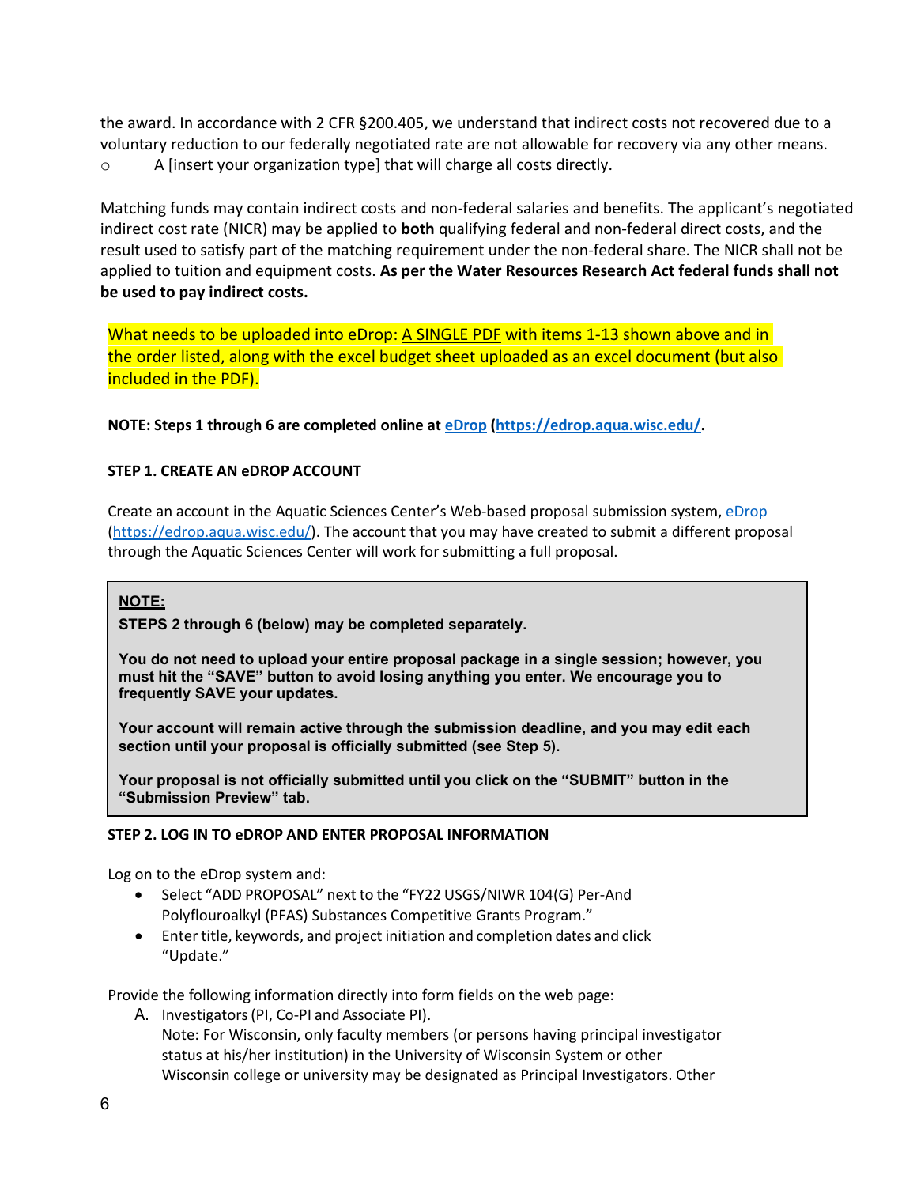the award. In accordance with 2 CFR §200.405, we understand that indirect costs not recovered due to a voluntary reduction to our federally negotiated rate are not allowable for recovery via any other means.

- A [insert your organization type] that will charge all costs directly.

Matching funds may contain indirect costs and non-federal salaries and benefits. The applicant's negotiated indirect cost rate (NICR) may be applied to **both** qualifying federal and non-federal direct costs, and the result used to satisfy part of the matching requirement under the non-federal share. The NICR shall not be applied to tuition and equipment costs. **As per the Water Resources Research Act federal funds shall not be used to pay indirect costs.**

What needs to be uploaded into eDrop: A SINGLE PDF with items 1-13 shown above and in the order listed, along with the excel budget sheet uploaded as an excel document (but also included in the PDF).

**NOTE: Steps 1 through 6 are completed online at eDrop (https://edrop.aqua.wisc.edu/.**

**STEP 1. CREATE AN eDROP ACCOUNT**

Create an account in the Aquatic Sciences Center's Web-based proposal submission system, eDrop (https://edrop.aqua.wisc.edu/). The account that you may have created to submit a different proposal through the Aquatic Sciences Center will work for submitting a full proposal.

> **NOTE:**
>
> **STEPS 2 through 6 (below) may be completed separately.**
>
> **You do not need to upload your entire proposal package in a single session; however, you must hit the "SAVE" button to avoid losing anything you enter. We encourage you to frequently SAVE your updates.**
>
> **Your account will remain active through the submission deadline, and you may edit each section until your proposal is officially submitted (see Step 5).**
>
> **Your proposal is not officially submitted until you click on the "SUBMIT" button in the "Submission Preview" tab.**

**STEP 2. LOG IN TO eDROP AND ENTER PROPOSAL INFORMATION**

Log on to the eDrop system and:

- Select "ADD PROPOSAL" next to the "FY22 USGS/NIWR 104(G) Per-And Polyflouroalkyl (PFAS) Substances Competitive Grants Program."
- Enter title, keywords, and project initiation and completion dates and click "Update."

Provide the following information directly into form fields on the web page:

A. Investigators (PI, Co-PI and Associate PI).
   Note: For Wisconsin, only faculty members (or persons having principal investigator status at his/her institution) in the University of Wisconsin System or other Wisconsin college or university may be designated as Principal Investigators. Other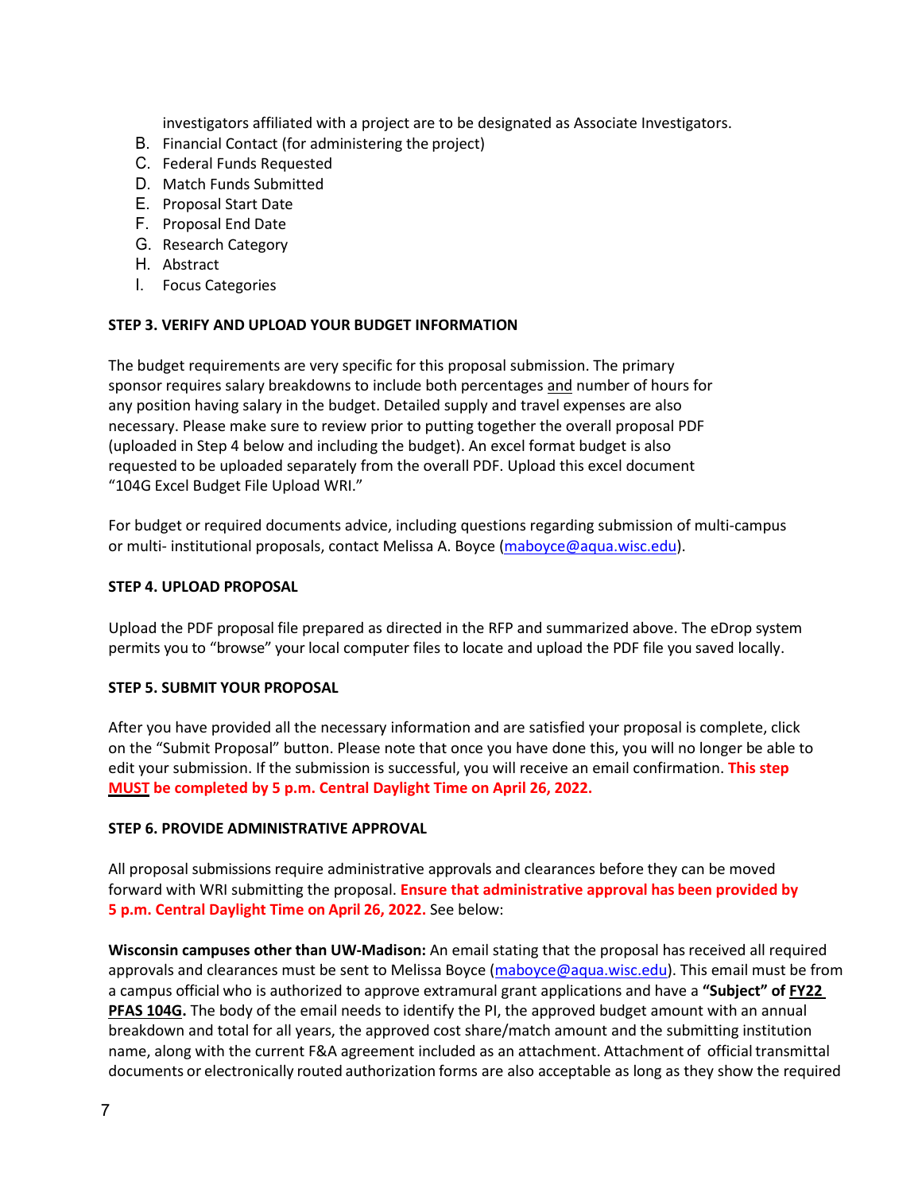investigators affiliated with a project are to be designated as Associate Investigators.

B. Financial Contact (for administering the project)
C. Federal Funds Requested
D. Match Funds Submitted
E. Proposal Start Date
F. Proposal End Date
G. Research Category
H. Abstract
I. Focus Categories

**STEP 3. VERIFY AND UPLOAD YOUR BUDGET INFORMATION**

The budget requirements are very specific for this proposal submission. The primary sponsor requires salary breakdowns to include both percentages <u>and</u> number of hours for any position having salary in the budget. Detailed supply and travel expenses are also necessary. Please make sure to review prior to putting together the overall proposal PDF (uploaded in Step 4 below and including the budget). An excel format budget is also requested to be uploaded separately from the overall PDF. Upload this excel document "104G Excel Budget File Upload WRI."

For budget or required documents advice, including questions regarding submission of multi-campus or multi- institutional proposals, contact Melissa A. Boyce (maboyce@aqua.wisc.edu).

**STEP 4. UPLOAD PROPOSAL**

Upload the PDF proposal file prepared as directed in the RFP and summarized above. The eDrop system permits you to "browse" your local computer files to locate and upload the PDF file you saved locally.

**STEP 5. SUBMIT YOUR PROPOSAL**

After you have provided all the necessary information and are satisfied your proposal is complete, click on the "Submit Proposal" button. Please note that once you have done this, you will no longer be able to edit your submission. If the submission is successful, you will receive an email confirmation. **This step <u>MUST</u> be completed by 5 p.m. Central Daylight Time on April 26, 2022.**

**STEP 6. PROVIDE ADMINISTRATIVE APPROVAL**

All proposal submissions require administrative approvals and clearances before they can be moved forward with WRI submitting the proposal. **Ensure that administrative approval has been provided by 5 p.m. Central Daylight Time on April 26, 2022.** See below:

**Wisconsin campuses other than UW-Madison:** An email stating that the proposal has received all required approvals and clearances must be sent to Melissa Boyce (maboyce@aqua.wisc.edu). This email must be from a campus official who is authorized to approve extramural grant applications and have a **"Subject" of <u>FY22 PFAS 104G</u>.** The body of the email needs to identify the PI, the approved budget amount with an annual breakdown and total for all years, the approved cost share/match amount and the submitting institution name, along with the current F&A agreement included as an attachment. Attachment of official transmittal documents or electronically routed authorization forms are also acceptable as long as they show the required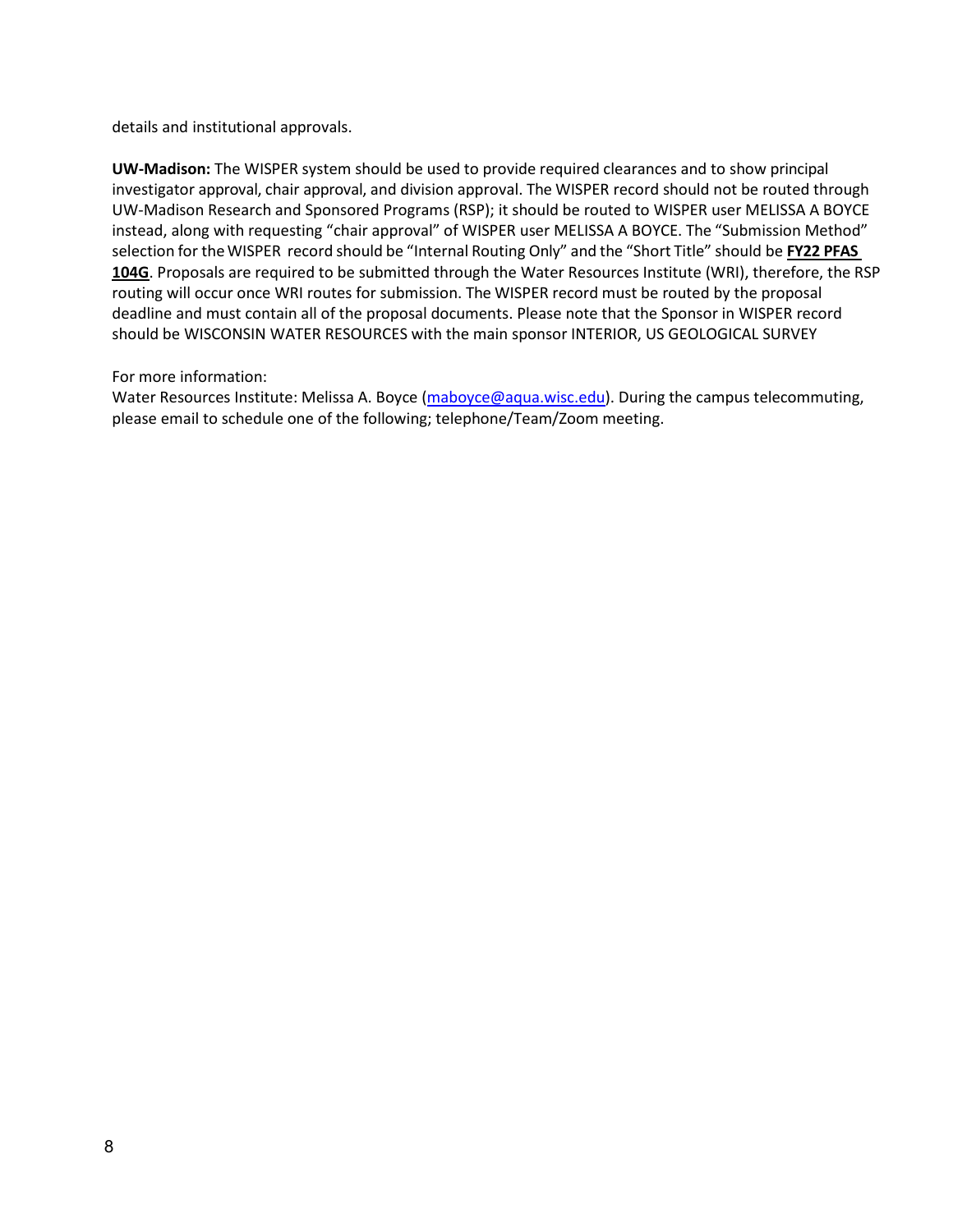details and institutional approvals.

**UW-Madison:** The WISPER system should be used to provide required clearances and to show principal investigator approval, chair approval, and division approval. The WISPER record should not be routed through UW-Madison Research and Sponsored Programs (RSP); it should be routed to WISPER user MELISSA A BOYCE instead, along with requesting "chair approval" of WISPER user MELISSA A BOYCE. The "Submission Method" selection for the WISPER record should be "Internal Routing Only" and the "Short Title" should be **FY22 PFAS 104G**. Proposals are required to be submitted through the Water Resources Institute (WRI), therefore, the RSP routing will occur once WRI routes for submission. The WISPER record must be routed by the proposal deadline and must contain all of the proposal documents. Please note that the Sponsor in WISPER record should be WISCONSIN WATER RESOURCES with the main sponsor INTERIOR, US GEOLOGICAL SURVEY

For more information:
Water Resources Institute: Melissa A. Boyce (maboyce@aqua.wisc.edu). During the campus telecommuting, please email to schedule one of the following; telephone/Team/Zoom meeting.